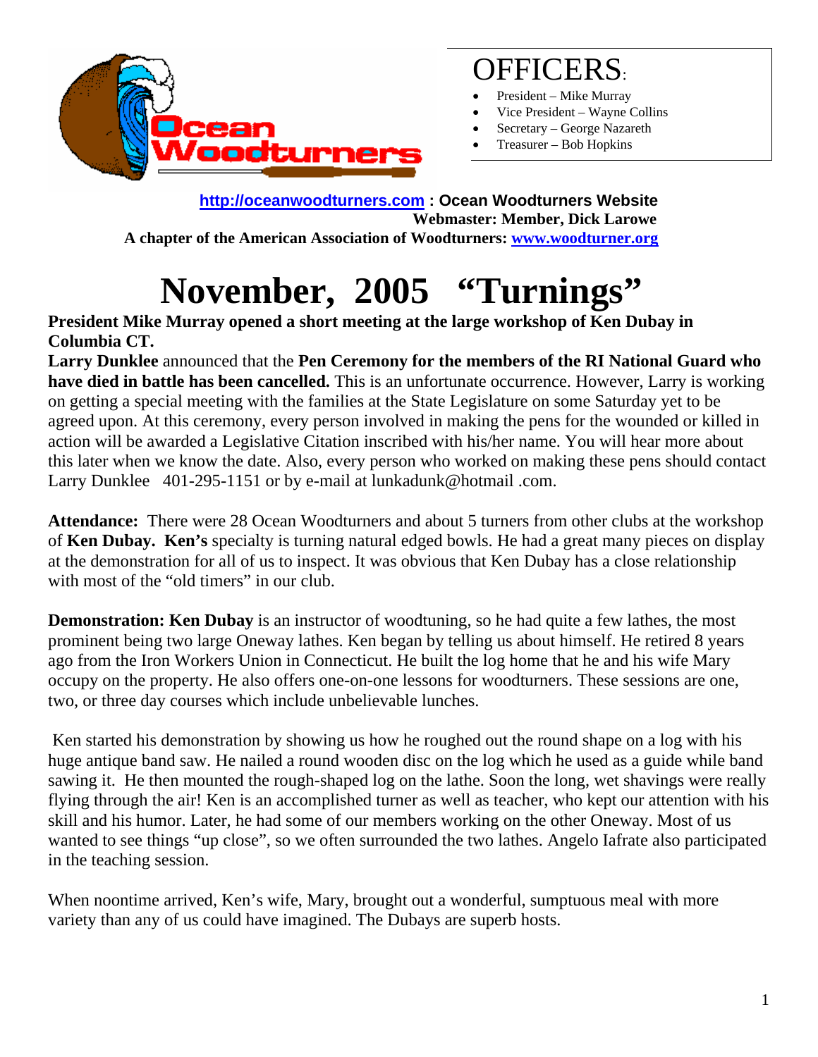# OFFICERS:

- President – Mike Murray
- Vice President – Wayne Collins
- Secretary – George Nazareth
- Treasurer – Bob Hopkins

**http://oceanwoodturners.com : Ocean Woodturners Website**
**Webmaster: Member, Dick Larowe**
**A chapter of the American Association of Woodturners: www.woodturner.org**

# November, 2005 "Turnings"

**President Mike Murray opened a short meeting at the large workshop of Ken Dubay in Columbia CT.**

**Larry Dunklee** announced that the **Pen Ceremony for the members of the RI National Guard who have died in battle has been cancelled.** This is an unfortunate occurrence. However, Larry is working on getting a special meeting with the families at the State Legislature on some Saturday yet to be agreed upon. At this ceremony, every person involved in making the pens for the wounded or killed in action will be awarded a Legislative Citation inscribed with his/her name. You will hear more about this later when we know the date. Also, every person who worked on making these pens should contact Larry Dunklee 401-295-1151 or by e-mail at lunkadunk@hotmail .com.

**Attendance:** There were 28 Ocean Woodturners and about 5 turners from other clubs at the workshop of **Ken Dubay. Ken's** specialty is turning natural edged bowls. He had a great many pieces on display at the demonstration for all of us to inspect. It was obvious that Ken Dubay has a close relationship with most of the "old timers" in our club.

**Demonstration: Ken Dubay** is an instructor of woodtuning, so he had quite a few lathes, the most prominent being two large Oneway lathes. Ken began by telling us about himself. He retired 8 years ago from the Iron Workers Union in Connecticut. He built the log home that he and his wife Mary occupy on the property. He also offers one-on-one lessons for woodturners. These sessions are one, two, or three day courses which include unbelievable lunches.

Ken started his demonstration by showing us how he roughed out the round shape on a log with his huge antique band saw. He nailed a round wooden disc on the log which he used as a guide while band sawing it. He then mounted the rough-shaped log on the lathe. Soon the long, wet shavings were really flying through the air! Ken is an accomplished turner as well as teacher, who kept our attention with his skill and his humor. Later, he had some of our members working on the other Oneway. Most of us wanted to see things "up close", so we often surrounded the two lathes. Angelo Iafrate also participated in the teaching session.

When noontime arrived, Ken's wife, Mary, brought out a wonderful, sumptuous meal with more variety than any of us could have imagined. The Dubays are superb hosts.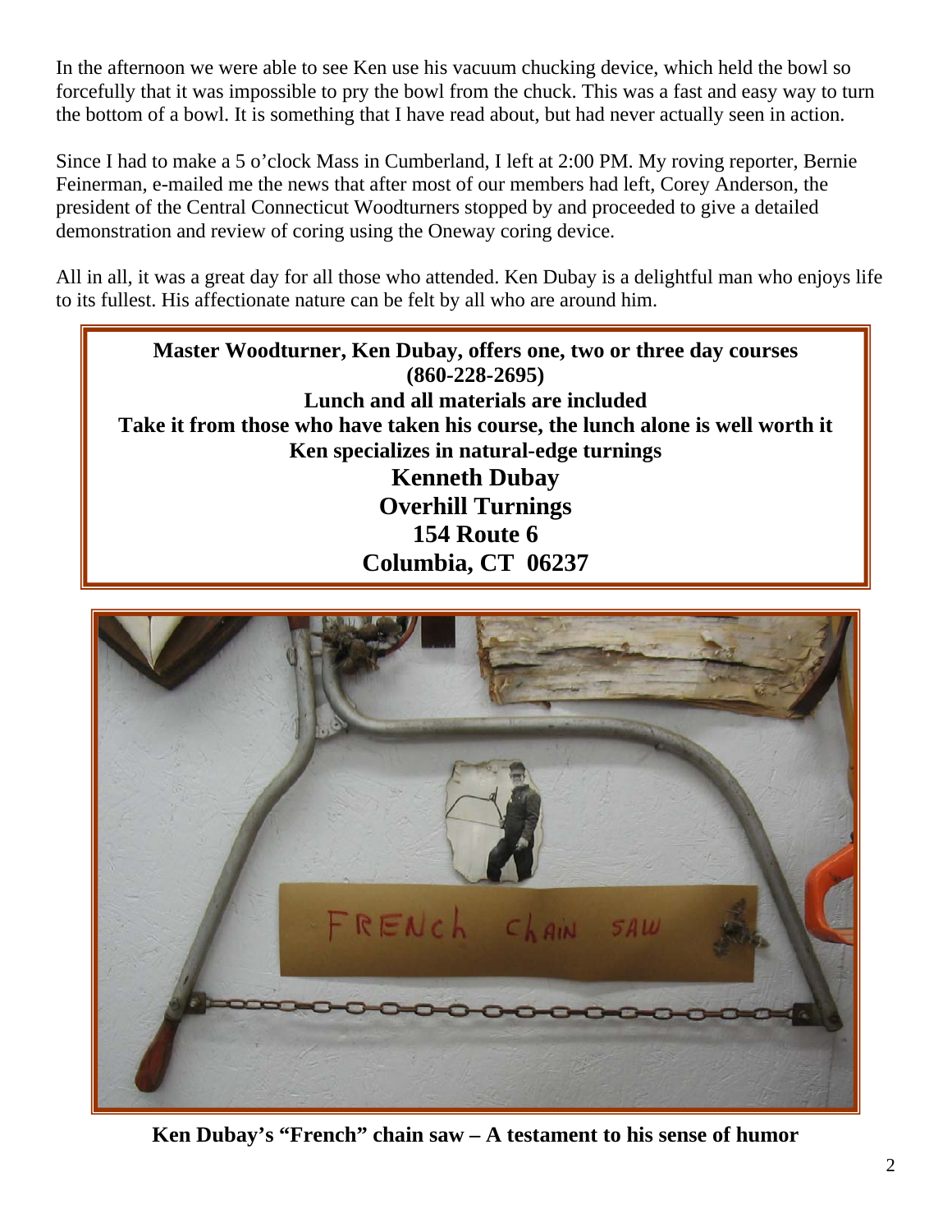In the afternoon we were able to see Ken use his vacuum chucking device, which held the bowl so forcefully that it was impossible to pry the bowl from the chuck. This was a fast and easy way to turn the bottom of a bowl. It is something that I have read about, but had never actually seen in action.

Since I had to make a 5 o'clock Mass in Cumberland, I left at 2:00 PM. My roving reporter, Bernie Feinerman, e-mailed me the news that after most of our members had left, Corey Anderson, the president of the Central Connecticut Woodturners stopped by and proceeded to give a detailed demonstration and review of coring using the Oneway coring device.

All in all, it was a great day for all those who attended. Ken Dubay is a delightful man who enjoys life to its fullest. His affectionate nature can be felt by all who are around him.

**Master Woodturner, Ken Dubay, offers one, two or three day courses**
**(860-228-2695)**
**Lunch and all materials are included**
**Take it from those who have taken his course, the lunch alone is well worth it**
**Ken specializes in natural-edge turnings**

**Kenneth Dubay**
**Overhill Turnings**
**154 Route 6**
**Columbia, CT 06237**

FRENCh ChAIN SAW

**Ken Dubay's "French" chain saw – A testament to his sense of humor**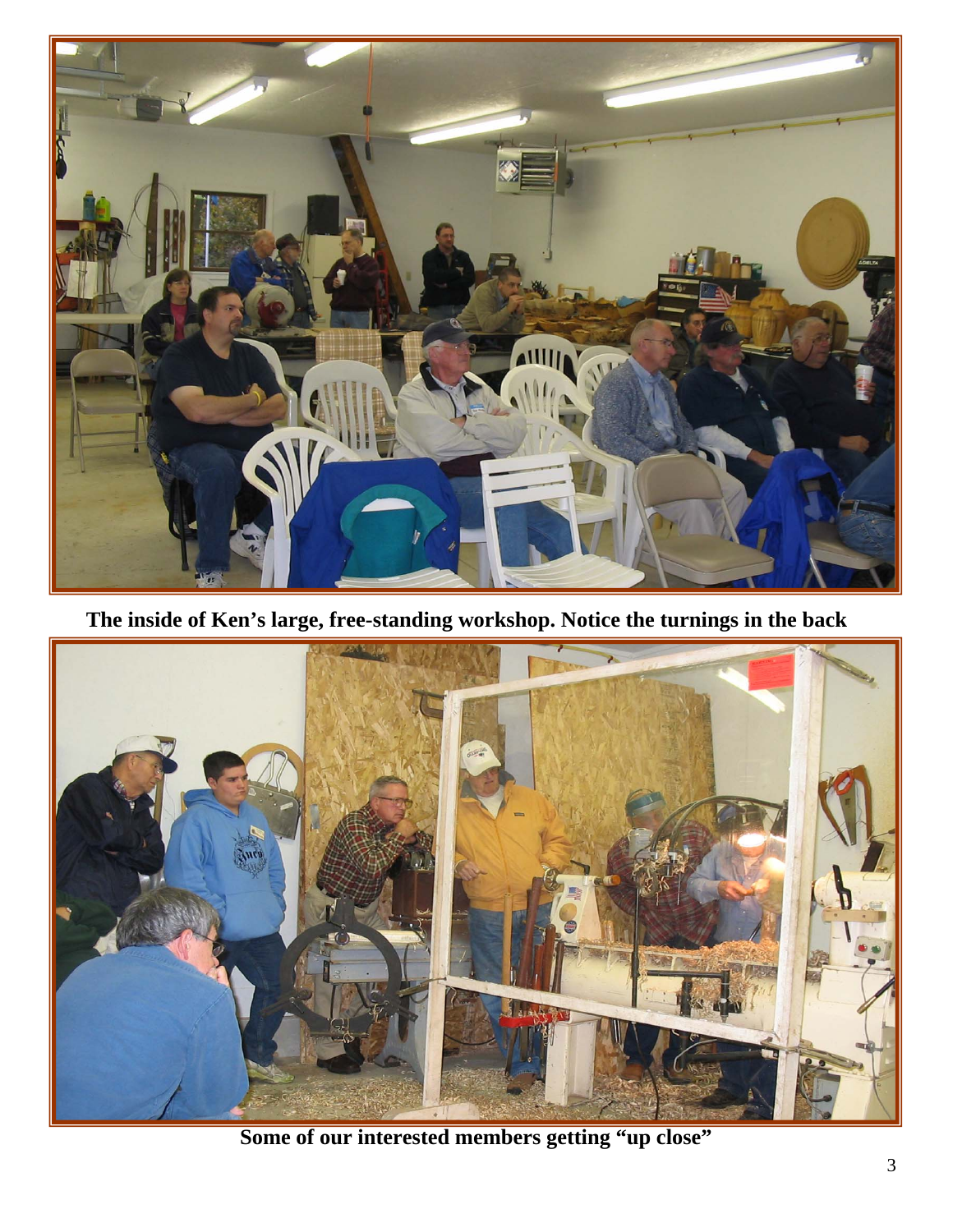**The inside of Ken's large, free-standing workshop. Notice the turnings in the back**

**Some of our interested members getting "up close"**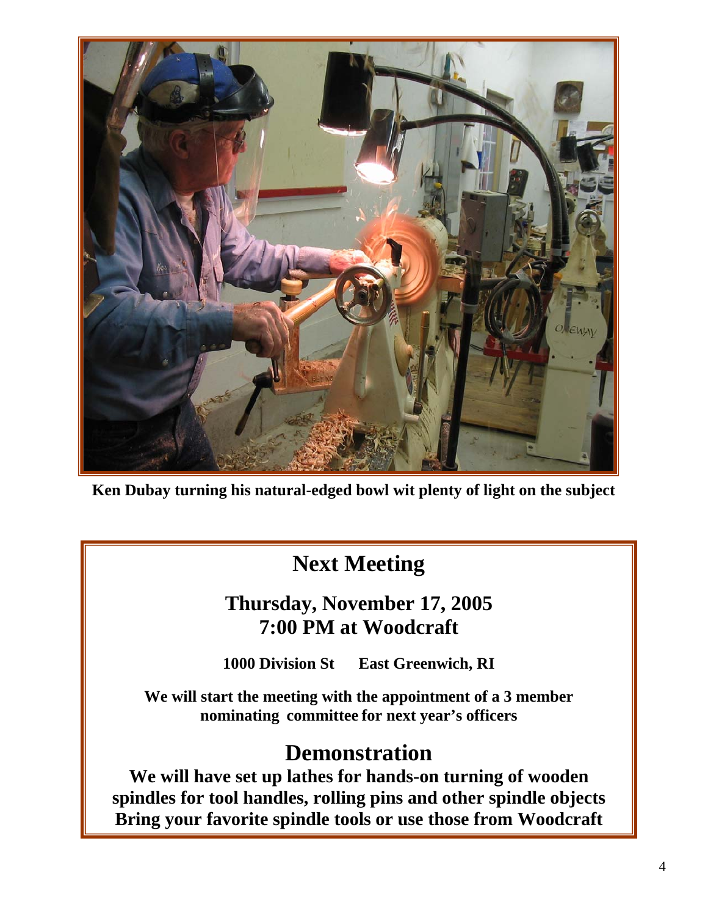Ken Dubay turning his natural-edged bowl wit plenty of light on the subject

## Next Meeting

### Thursday, November 17, 2005
### 7:00 PM at Woodcraft

**1000 Division St East Greenwich, RI**

**We will start the meeting with the appointment of a 3 member nominating committee for next year's officers**

## Demonstration

**We will have set up lathes for hands-on turning of wooden spindles for tool handles, rolling pins and other spindle objects**
**Bring your favorite spindle tools or use those from Woodcraft**